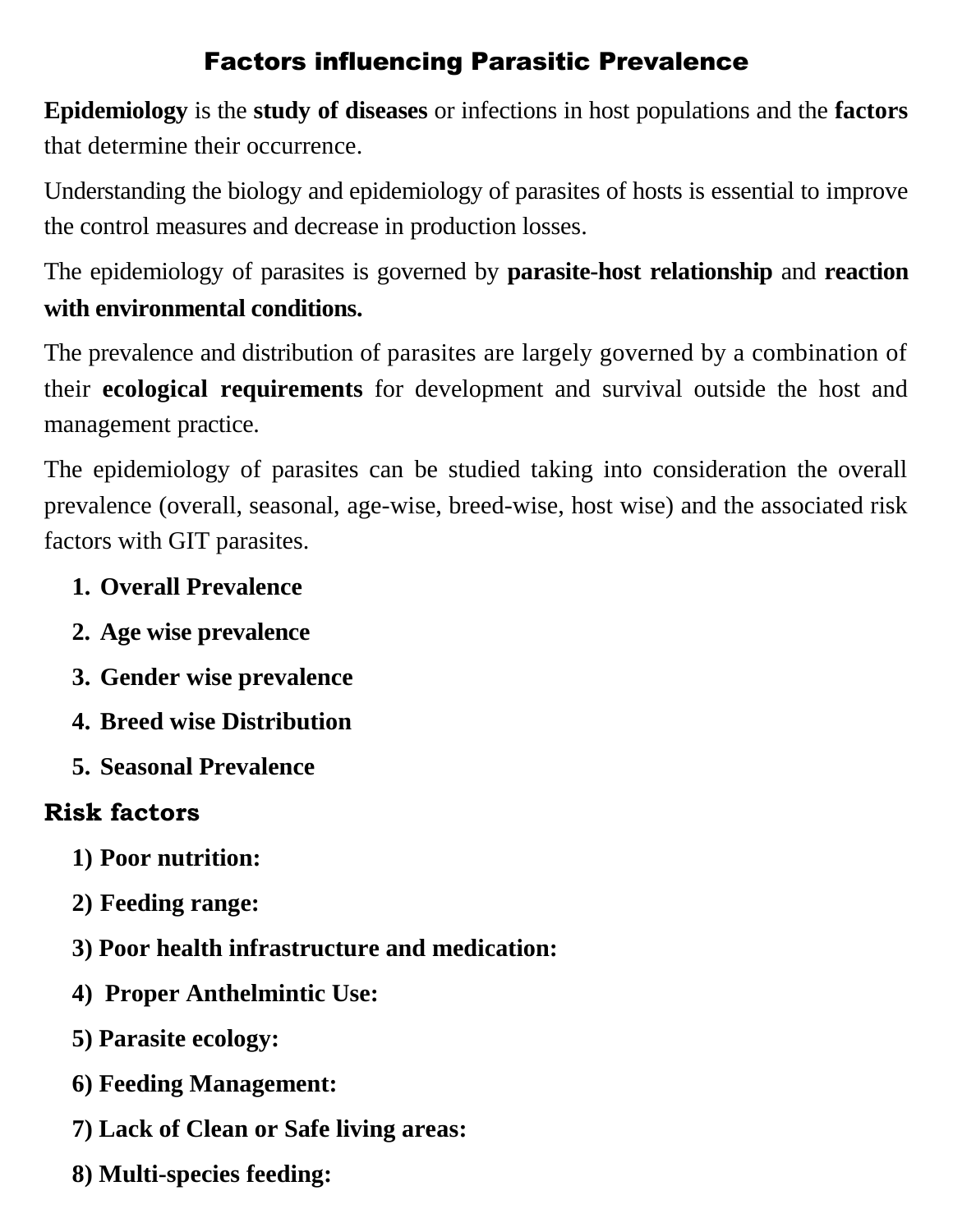# Factors influencing Parasitic Prevalence

**Epidemiology** is the **study of diseases** or infections in host populations and the **factors** that determine their occurrence.

Understanding the biology and epidemiology of parasites of hosts is essential to improve the control measures and decrease in production losses.

The epidemiology of parasites is governed by **parasite-host relationship** and **reaction with environmental conditions.**

The prevalence and distribution of parasites are largely governed by a combination of their **ecological requirements** for development and survival outside the host and management practice.

The epidemiology of parasites can be studied taking into consideration the overall prevalence (overall, seasonal, age-wise, breed-wise, host wise) and the associated risk factors with GIT parasites.

1. **Overall Prevalence**
2. **Age wise prevalence**
3. **Gender wise prevalence**
4. **Breed wise Distribution**
5. **Seasonal Prevalence**

## Risk factors

1) **Poor nutrition:**

2) **Feeding range:**

3) **Poor health infrastructure and medication:**

4) **Proper Anthelmintic Use:**

5) **Parasite ecology:**

6) **Feeding Management:**

7) **Lack of Clean or Safe living areas:**

8) **Multi-species feeding:**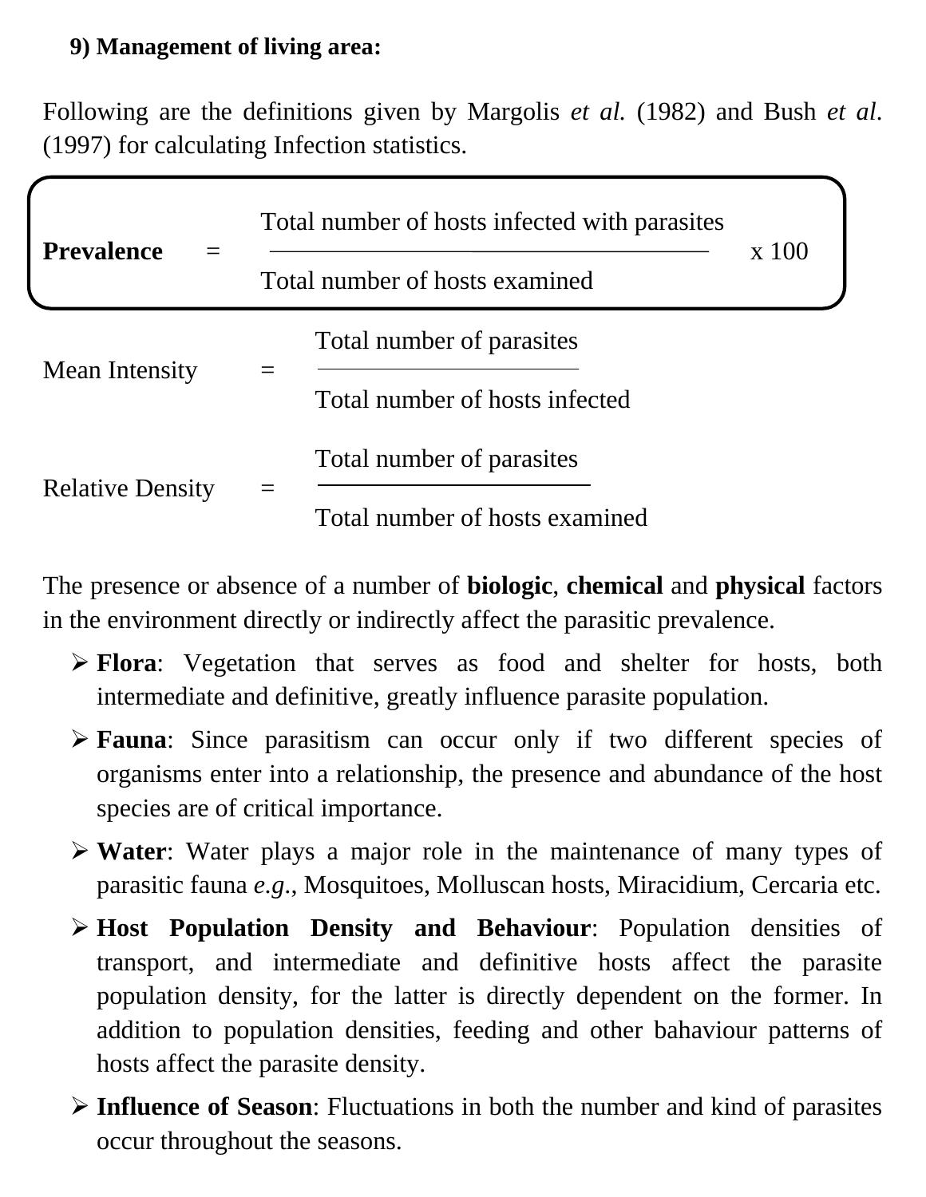**9) Management of living area:**

Following are the definitions given by Margolis *et al.* (1982) and Bush *et al.* (1997) for calculating Infection statistics.

$$\textbf{Prevalence} = \frac{\text{Total number of hosts infected with parasites}}{\text{Total number of hosts examined}} \times 100$$

$$\text{Mean Intensity} = \frac{\text{Total number of parasites}}{\text{Total number of hosts infected}}$$

$$\text{Relative Density} = \frac{\text{Total number of parasites}}{\text{Total number of hosts examined}}$$

The presence or absence of a number of **biologic**, **chemical** and **physical** factors in the environment directly or indirectly affect the parasitic prevalence.

- **Flora**: Vegetation that serves as food and shelter for hosts, both intermediate and definitive, greatly influence parasite population.
- **Fauna**: Since parasitism can occur only if two different species of organisms enter into a relationship, the presence and abundance of the host species are of critical importance.
- **Water**: Water plays a major role in the maintenance of many types of parasitic fauna *e.g.*, Mosquitoes, Molluscan hosts, Miracidium, Cercaria etc.
- **Host Population Density and Behaviour**: Population densities of transport, and intermediate and definitive hosts affect the parasite population density, for the latter is directly dependent on the former. In addition to population densities, feeding and other bahaviour patterns of hosts affect the parasite density.
- **Influence of Season**: Fluctuations in both the number and kind of parasites occur throughout the seasons.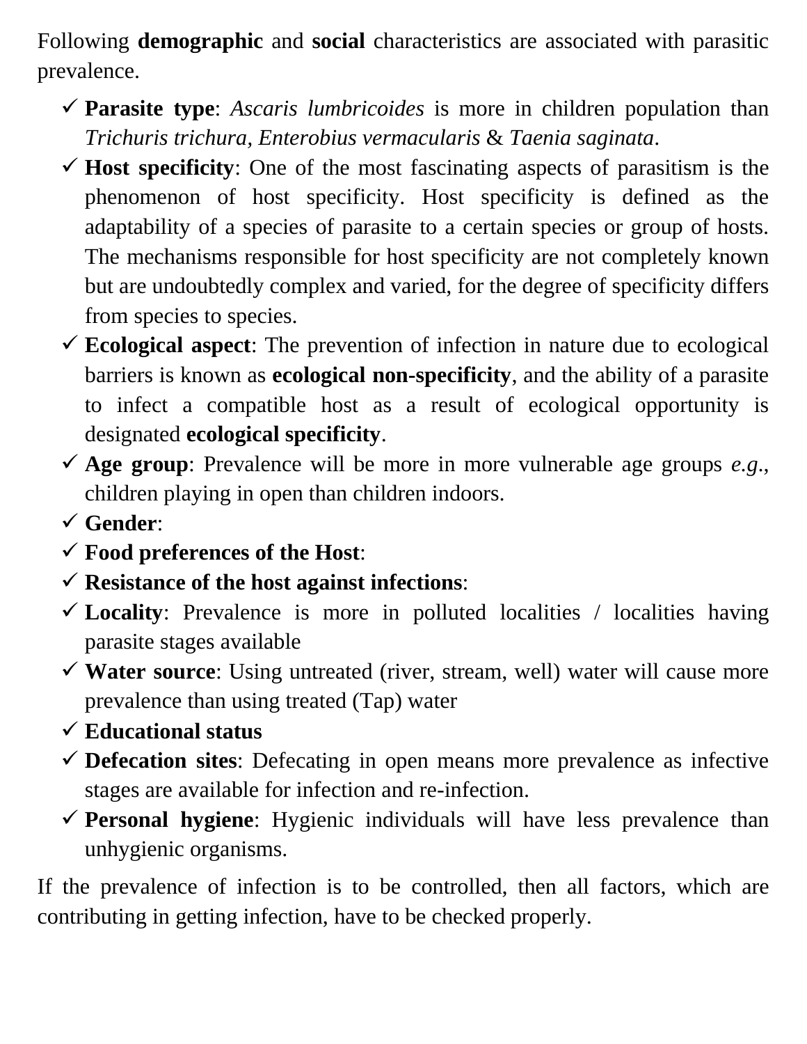Following **demographic** and **social** characteristics are associated with parasitic prevalence.

- ✓ **Parasite type**: *Ascaris lumbricoides* is more in children population than *Trichuris trichura, Enterobius vermacularis* & *Taenia saginata*.
- ✓ **Host specificity**: One of the most fascinating aspects of parasitism is the phenomenon of host specificity. Host specificity is defined as the adaptability of a species of parasite to a certain species or group of hosts. The mechanisms responsible for host specificity are not completely known but are undoubtedly complex and varied, for the degree of specificity differs from species to species.
- ✓ **Ecological aspect**: The prevention of infection in nature due to ecological barriers is known as **ecological non-specificity**, and the ability of a parasite to infect a compatible host as a result of ecological opportunity is designated **ecological specificity**.
- ✓ **Age group**: Prevalence will be more in more vulnerable age groups *e.g.*, children playing in open than children indoors.
- ✓ **Gender**:
- ✓ **Food preferences of the Host**:
- ✓ **Resistance of the host against infections**:
- ✓ **Locality**: Prevalence is more in polluted localities / localities having parasite stages available
- ✓ **Water source**: Using untreated (river, stream, well) water will cause more prevalence than using treated (Tap) water
- ✓ **Educational status**
- ✓ **Defecation sites**: Defecating in open means more prevalence as infective stages are available for infection and re-infection.
- ✓ **Personal hygiene**: Hygienic individuals will have less prevalence than unhygienic organisms.

If the prevalence of infection is to be controlled, then all factors, which are contributing in getting infection, have to be checked properly.